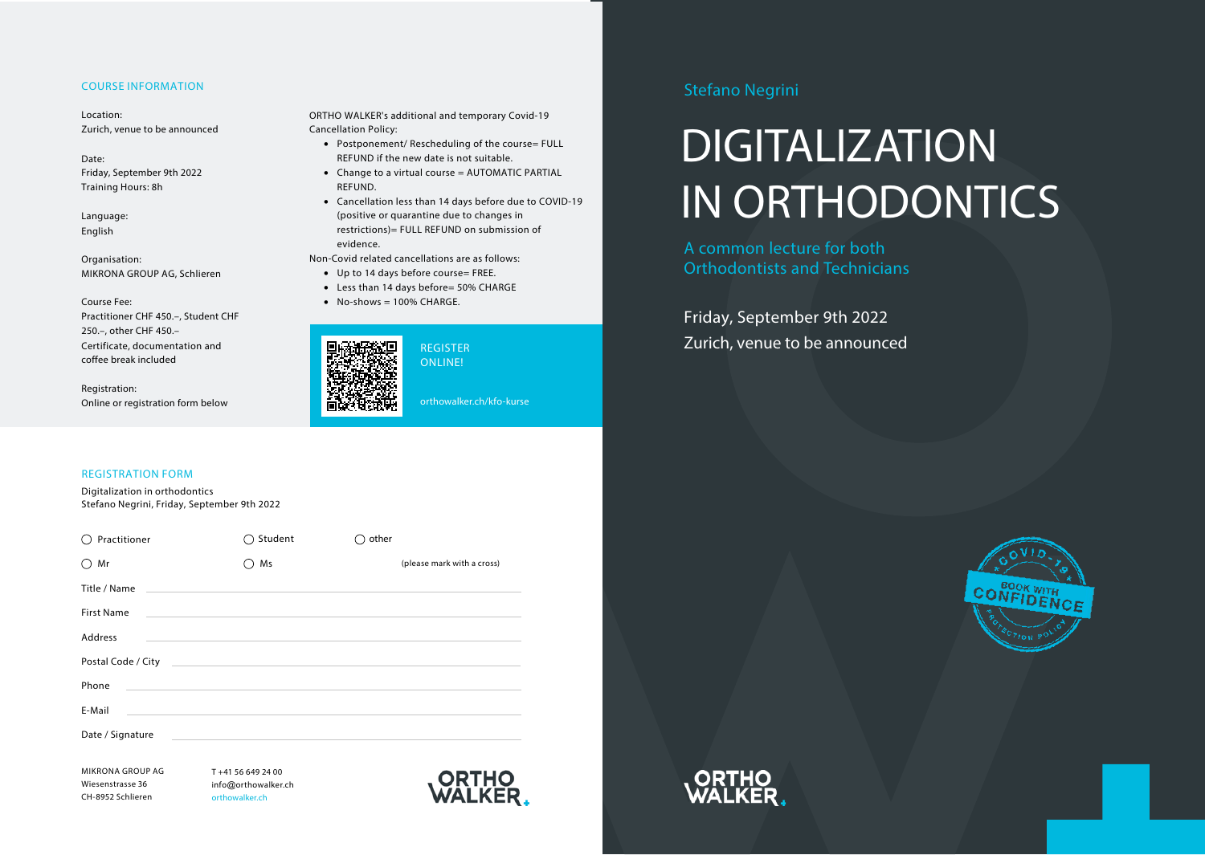Stefano Negrini

# DIGITALIZATION IN ORTHODONTICS

A common lecture for both Orthodontists and Technicians

Friday, September 9th 2022
Zurich, venue to be announced

COVID-19 BOOK WITH CONFIDENCE PROTECTION POLICY

## COURSE INFORMATION

Location:
Zurich, venue to be announced

Date:
Friday, September 9th 2022
Training Hours: 8h

Language:
English

Organisation:
MIKRONA GROUP AG, Schlieren

Course Fee:
Practitioner CHF 450.–, Student CHF 250.–, other CHF 450.–
Certificate, documentation and coffee break included

Registration:
Online or registration form below

ORTHO WALKER's additional and temporary Covid-19 Cancellation Policy:

- Postponement/ Rescheduling of the course= FULL REFUND if the new date is not suitable.
- Change to a virtual course = AUTOMATIC PARTIAL REFUND.
- Cancellation less than 14 days before due to COVID-19 (positive or quarantine due to changes in restrictions)= FULL REFUND on submission of evidence.

Non-Covid related cancellations are as follows:

- Up to 14 days before course= FREE.
- Less than 14 days before= 50% CHARGE
- No-shows = 100% CHARGE.

REGISTER ONLINE!

orthowalker.ch/kfo-kurse

## REGISTRATION FORM

Digitalization in orthodontics
Stefano Negrini, Friday, September 9th 2022

○ Practitioner ○ Student ○ other

○ Mr ○ Ms (please mark with a cross)

Title / Name ____________________

First Name ____________________

Address ____________________

Postal Code / City ____________________

Phone ____________________

E-Mail ____________________

Date / Signature ____________________

MIKRONA GROUP AG
Wiesenstrasse 36
CH-8952 Schlieren

T +41 56 649 24 00
info@orthowalker.ch
orthowalker.ch

ORTHO WALKER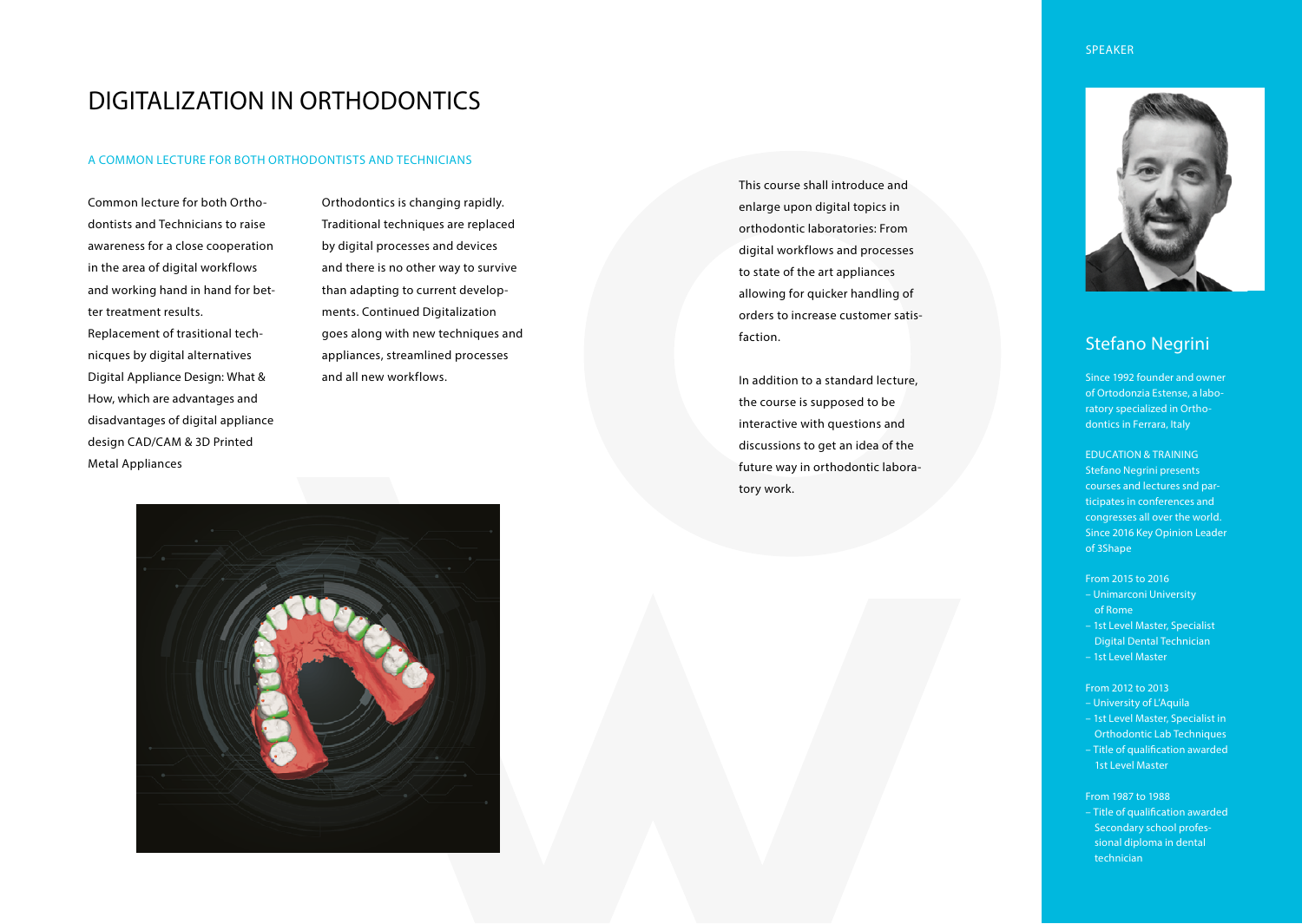# DIGITALIZATION IN ORTHODONTICS

## A COMMON LECTURE FOR BOTH ORTHODONTISTS AND TECHNICIANS

Common lecture for both Orthodontists and Technicians to raise awareness for a close cooperation in the area of digital workflows and working hand in hand for better treatment results.
Replacement of trasitional technicques by digital alternatives
Digital Appliance Design: What & How, which are advantages and disadvantages of digital appliance design CAD/CAM & 3D Printed Metal Appliances

Orthodontics is changing rapidly. Traditional techniques are replaced by digital processes and devices and there is no other way to survive than adapting to current developments. Continued Digitalization goes along with new techniques and appliances, streamlined processes and all new workflows.

This course shall introduce and enlarge upon digital topics in orthodontic laboratories: From digital workflows and processes to state of the art appliances allowing for quicker handling of orders to increase customer satisfaction.

In addition to a standard lecture, the course is supposed to be interactive with questions and discussions to get an idea of the future way in orthodontic laboratory work.

SPEAKER

## Stefano Negrini

Since 1992 founder and owner of Ortodonzia Estense, a laboratory specialized in Orthodontics in Ferrara, Italy

EDUCATION & TRAINING
Stefano Negrini presents courses and lectures snd participates in conferences and congresses all over the world.
Since 2016 Key Opinion Leader of 3Shape

From 2015 to 2016
- Unimarconi University of Rome
- 1st Level Master, Specialist Digital Dental Technician
- 1st Level Master

From 2012 to 2013
- University of L'Aquila
- 1st Level Master, Specialist in Orthodontic Lab Techniques
- Title of qualification awarded 1st Level Master

From 1987 to 1988
- Title of qualification awarded Secondary school professional diploma in dental technician